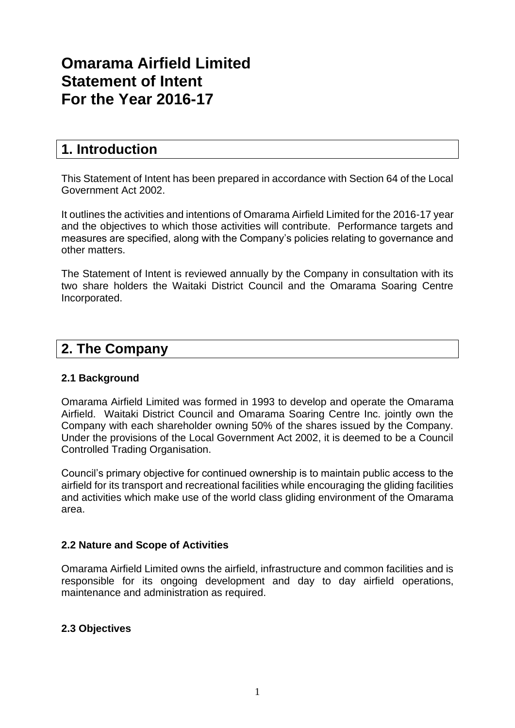# Omarama Airfield Limited
# Statement of Intent
# For the Year 2016-17

## 1. Introduction

This Statement of Intent has been prepared in accordance with Section 64 of the Local Government Act 2002.

It outlines the activities and intentions of Omarama Airfield Limited for the 2016-17 year and the objectives to which those activities will contribute. Performance targets and measures are specified, along with the Company's policies relating to governance and other matters.

The Statement of Intent is reviewed annually by the Company in consultation with its two share holders the Waitaki District Council and the Omarama Soaring Centre Incorporated.

## 2. The Company

### 2.1 Background

Omarama Airfield Limited was formed in 1993 to develop and operate the Omarama Airfield. Waitaki District Council and Omarama Soaring Centre Inc. jointly own the Company with each shareholder owning 50% of the shares issued by the Company. Under the provisions of the Local Government Act 2002, it is deemed to be a Council Controlled Trading Organisation.

Council's primary objective for continued ownership is to maintain public access to the airfield for its transport and recreational facilities while encouraging the gliding facilities and activities which make use of the world class gliding environment of the Omarama area.

### 2.2 Nature and Scope of Activities

Omarama Airfield Limited owns the airfield, infrastructure and common facilities and is responsible for its ongoing development and day to day airfield operations, maintenance and administration as required.

### 2.3 Objectives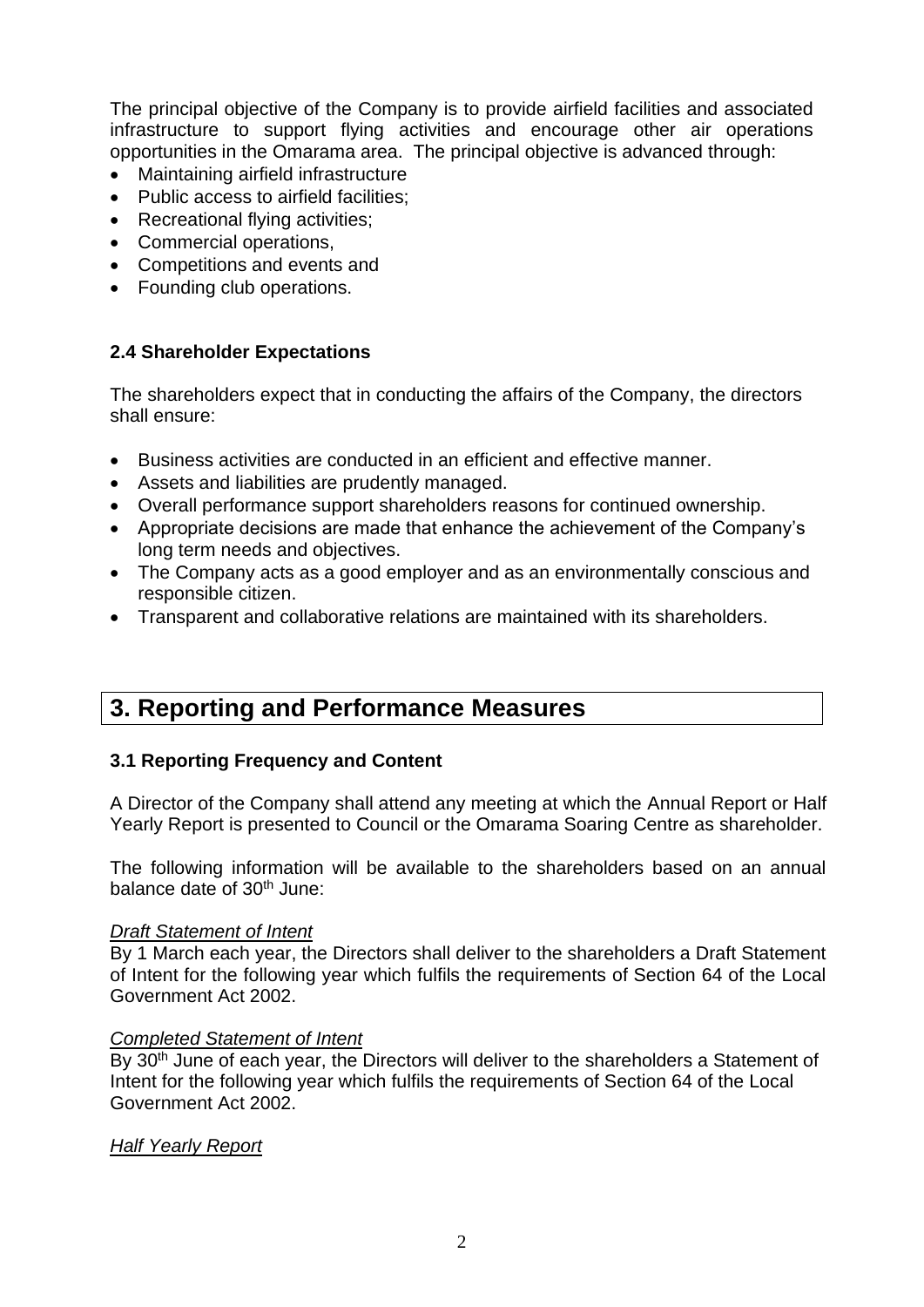The principal objective of the Company is to provide airfield facilities and associated infrastructure to support flying activities and encourage other air operations opportunities in the Omarama area. The principal objective is advanced through:

- Maintaining airfield infrastructure
- Public access to airfield facilities;
- Recreational flying activities;
- Commercial operations,
- Competitions and events and
- Founding club operations.

### 2.4 Shareholder Expectations

The shareholders expect that in conducting the affairs of the Company, the directors shall ensure:

- Business activities are conducted in an efficient and effective manner.
- Assets and liabilities are prudently managed.
- Overall performance support shareholders reasons for continued ownership.
- Appropriate decisions are made that enhance the achievement of the Company's long term needs and objectives.
- The Company acts as a good employer and as an environmentally conscious and responsible citizen.
- Transparent and collaborative relations are maintained with its shareholders.

## 3. Reporting and Performance Measures

### 3.1 Reporting Frequency and Content

A Director of the Company shall attend any meeting at which the Annual Report or Half Yearly Report is presented to Council or the Omarama Soaring Centre as shareholder.

The following information will be available to the shareholders based on an annual balance date of 30th June:

*Draft Statement of Intent*

By 1 March each year, the Directors shall deliver to the shareholders a Draft Statement of Intent for the following year which fulfils the requirements of Section 64 of the Local Government Act 2002.

*Completed Statement of Intent*

By 30th June of each year, the Directors will deliver to the shareholders a Statement of Intent for the following year which fulfils the requirements of Section 64 of the Local Government Act 2002.

*Half Yearly Report*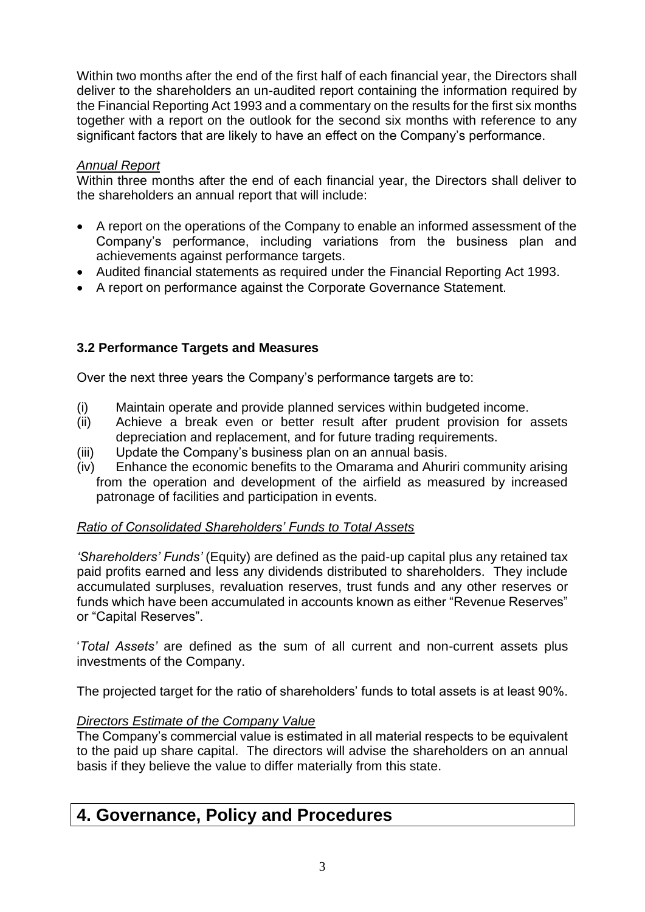Within two months after the end of the first half of each financial year, the Directors shall deliver to the shareholders an un-audited report containing the information required by the Financial Reporting Act 1993 and a commentary on the results for the first six months together with a report on the outlook for the second six months with reference to any significant factors that are likely to have an effect on the Company's performance.

*Annual Report*

Within three months after the end of each financial year, the Directors shall deliver to the shareholders an annual report that will include:

- A report on the operations of the Company to enable an informed assessment of the Company's performance, including variations from the business plan and achievements against performance targets.
- Audited financial statements as required under the Financial Reporting Act 1993.
- A report on performance against the Corporate Governance Statement.

### 3.2 Performance Targets and Measures

Over the next three years the Company's performance targets are to:

(i) Maintain operate and provide planned services within budgeted income.

(ii) Achieve a break even or better result after prudent provision for assets depreciation and replacement, and for future trading requirements.

(iii) Update the Company's business plan on an annual basis.

(iv) Enhance the economic benefits to the Omarama and Ahuriri community arising from the operation and development of the airfield as measured by increased patronage of facilities and participation in events.

*Ratio of Consolidated Shareholders' Funds to Total Assets*

*'Shareholders' Funds'* (Equity) are defined as the paid-up capital plus any retained tax paid profits earned and less any dividends distributed to shareholders. They include accumulated surpluses, revaluation reserves, trust funds and any other reserves or funds which have been accumulated in accounts known as either "Revenue Reserves" or "Capital Reserves".

'*Total Assets'* are defined as the sum of all current and non-current assets plus investments of the Company.

The projected target for the ratio of shareholders' funds to total assets is at least 90%.

*Directors Estimate of the Company Value*

The Company's commercial value is estimated in all material respects to be equivalent to the paid up share capital. The directors will advise the shareholders on an annual basis if they believe the value to differ materially from this state.

## 4. Governance, Policy and Procedures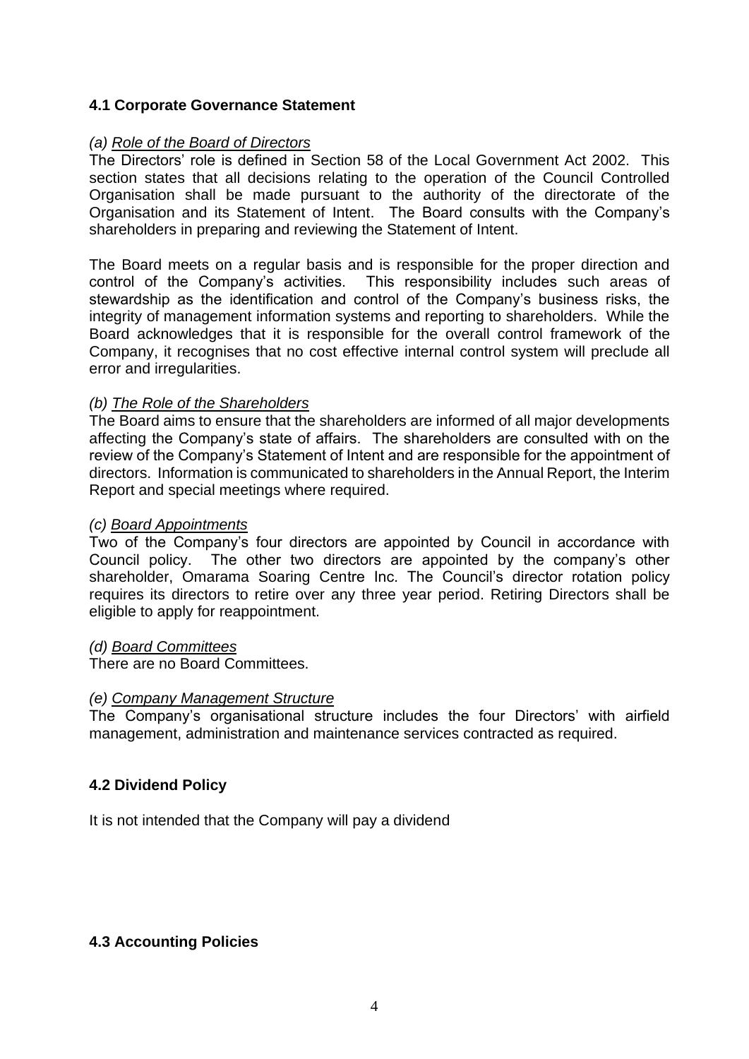## 4.1 Corporate Governance Statement

*(a) Role of the Board of Directors*

The Directors' role is defined in Section 58 of the Local Government Act 2002. This section states that all decisions relating to the operation of the Council Controlled Organisation shall be made pursuant to the authority of the directorate of the Organisation and its Statement of Intent. The Board consults with the Company's shareholders in preparing and reviewing the Statement of Intent.

The Board meets on a regular basis and is responsible for the proper direction and control of the Company's activities. This responsibility includes such areas of stewardship as the identification and control of the Company's business risks, the integrity of management information systems and reporting to shareholders. While the Board acknowledges that it is responsible for the overall control framework of the Company, it recognises that no cost effective internal control system will preclude all error and irregularities.

*(b) The Role of the Shareholders*

The Board aims to ensure that the shareholders are informed of all major developments affecting the Company's state of affairs. The shareholders are consulted with on the review of the Company's Statement of Intent and are responsible for the appointment of directors. Information is communicated to shareholders in the Annual Report, the Interim Report and special meetings where required.

*(c) Board Appointments*

Two of the Company's four directors are appointed by Council in accordance with Council policy. The other two directors are appointed by the company's other shareholder, Omarama Soaring Centre Inc. The Council's director rotation policy requires its directors to retire over any three year period. Retiring Directors shall be eligible to apply for reappointment.

*(d) Board Committees*

There are no Board Committees.

*(e) Company Management Structure*

The Company's organisational structure includes the four Directors' with airfield management, administration and maintenance services contracted as required.

## 4.2 Dividend Policy

It is not intended that the Company will pay a dividend

## 4.3 Accounting Policies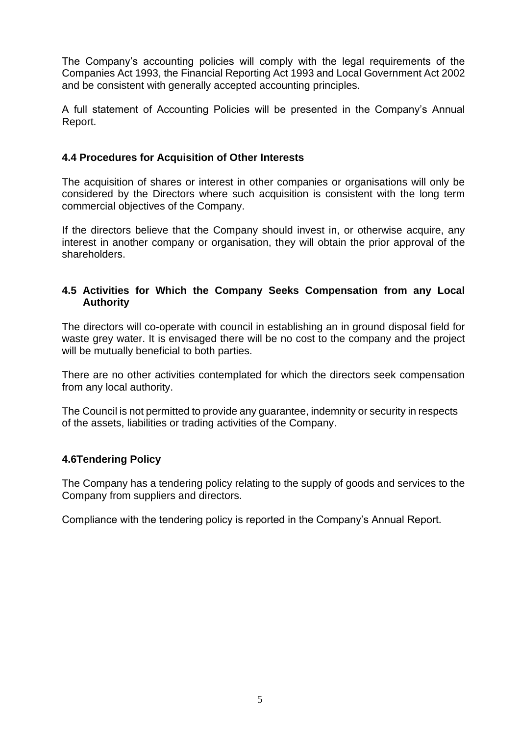The Company's accounting policies will comply with the legal requirements of the Companies Act 1993, the Financial Reporting Act 1993 and Local Government Act 2002 and be consistent with generally accepted accounting principles.

A full statement of Accounting Policies will be presented in the Company's Annual Report.

### 4.4 Procedures for Acquisition of Other Interests

The acquisition of shares or interest in other companies or organisations will only be considered by the Directors where such acquisition is consistent with the long term commercial objectives of the Company.

If the directors believe that the Company should invest in, or otherwise acquire, any interest in another company or organisation, they will obtain the prior approval of the shareholders.

### 4.5 Activities for Which the Company Seeks Compensation from any Local Authority

The directors will co-operate with council in establishing an in ground disposal field for waste grey water. It is envisaged there will be no cost to the company and the project will be mutually beneficial to both parties.

There are no other activities contemplated for which the directors seek compensation from any local authority.

The Council is not permitted to provide any guarantee, indemnity or security in respects of the assets, liabilities or trading activities of the Company.

### 4.6Tendering Policy

The Company has a tendering policy relating to the supply of goods and services to the Company from suppliers and directors.

Compliance with the tendering policy is reported in the Company's Annual Report.